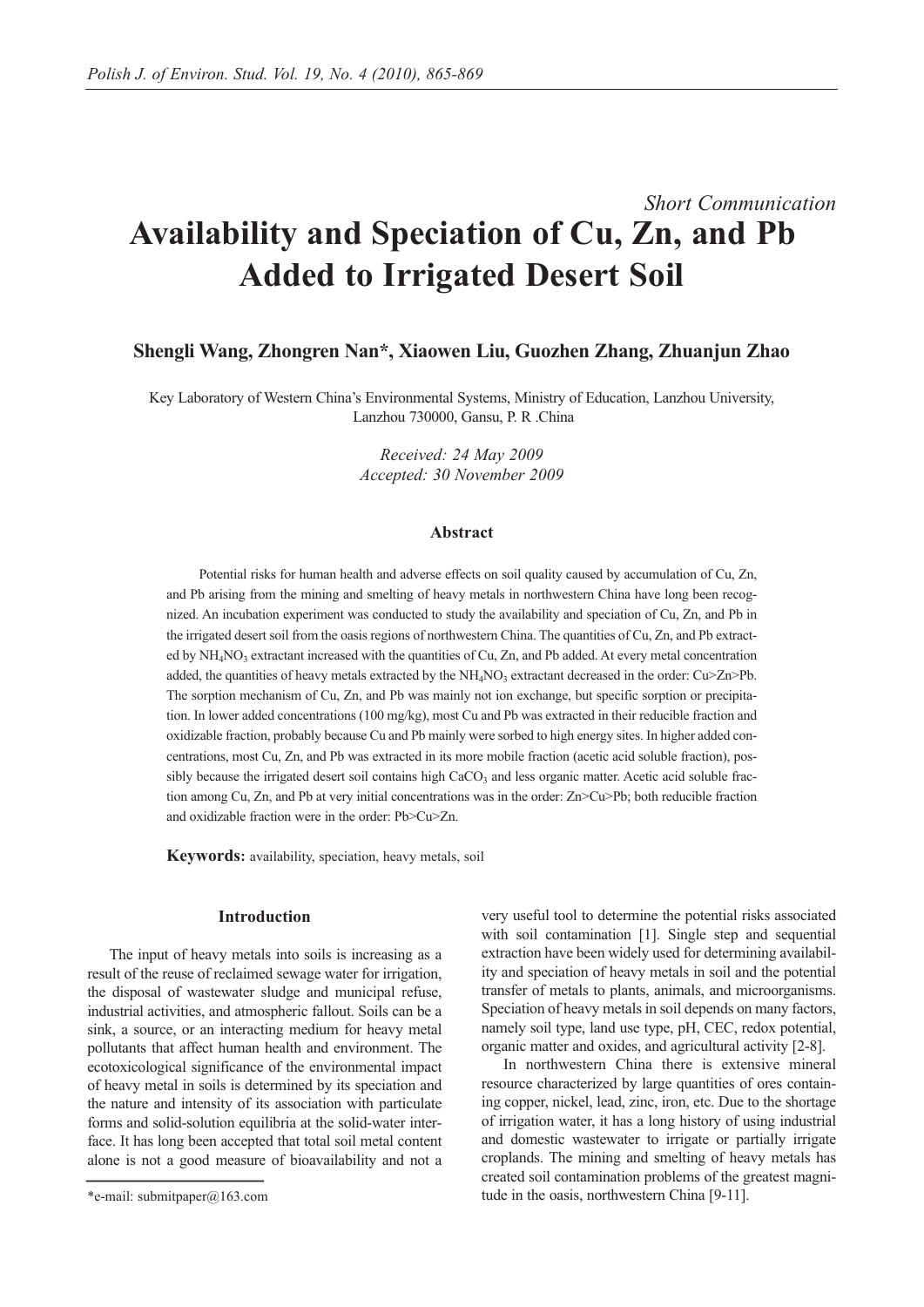*Short Communication*

# Availability and Speciation of Cu, Zn, and Pb Added to Irrigated Desert Soil

**Shengli Wang, Zhongren Nan\*, Xiaowen Liu, Guozhen Zhang, Zhuanjun Zhao**

Key Laboratory of Western China's Environmental Systems, Ministry of Education, Lanzhou University, Lanzhou 730000, Gansu, P. R .China

*Received: 24 May 2009*
*Accepted: 30 November 2009*

### Abstract

Potential risks for human health and adverse effects on soil quality caused by accumulation of Cu, Zn, and Pb arising from the mining and smelting of heavy metals in northwestern China have long been recognized. An incubation experiment was conducted to study the availability and speciation of Cu, Zn, and Pb in the irrigated desert soil from the oasis regions of northwestern China. The quantities of Cu, Zn, and Pb extracted by $NH_4NO_3$ extractant increased with the quantities of Cu, Zn, and Pb added. At every metal concentration added, the quantities of heavy metals extracted by the $NH_4NO_3$ extractant decreased in the order: Cu>Zn>Pb. The sorption mechanism of Cu, Zn, and Pb was mainly not ion exchange, but specific sorption or precipitation. In lower added concentrations (100 mg/kg), most Cu and Pb was extracted in their reducible fraction and oxidizable fraction, probably because Cu and Pb mainly were sorbed to high energy sites. In higher added concentrations, most Cu, Zn, and Pb was extracted in its more mobile fraction (acetic acid soluble fraction), possibly because the irrigated desert soil contains high $CaCO_3$ and less organic matter. Acetic acid soluble fraction among Cu, Zn, and Pb at very initial concentrations was in the order: Zn>Cu>Pb; both reducible fraction and oxidizable fraction were in the order: Pb>Cu>Zn.

**Keywords:** availability, speciation, heavy metals, soil

### Introduction

The input of heavy metals into soils is increasing as a result of the reuse of reclaimed sewage water for irrigation, the disposal of wastewater sludge and municipal refuse, industrial activities, and atmospheric fallout. Soils can be a sink, a source, or an interacting medium for heavy metal pollutants that affect human health and environment. The ecotoxicological significance of the environmental impact of heavy metal in soils is determined by its speciation and the nature and intensity of its association with particulate forms and solid-solution equilibria at the solid-water interface. It has long been accepted that total soil metal content alone is not a good measure of bioavailability and not a very useful tool to determine the potential risks associated with soil contamination [1]. Single step and sequential extraction have been widely used for determining availability and speciation of heavy metals in soil and the potential transfer of metals to plants, animals, and microorganisms. Speciation of heavy metals in soil depends on many factors, namely soil type, land use type, pH, CEC, redox potential, organic matter and oxides, and agricultural activity [2-8].

In northwestern China there is extensive mineral resource characterized by large quantities of ores containing copper, nickel, lead, zinc, iron, etc. Due to the shortage of irrigation water, it has a long history of using industrial and domestic wastewater to irrigate or partially irrigate croplands. The mining and smelting of heavy metals has created soil contamination problems of the greatest magnitude in the oasis, northwestern China [9-11].

\*e-mail: submitpaper@163.com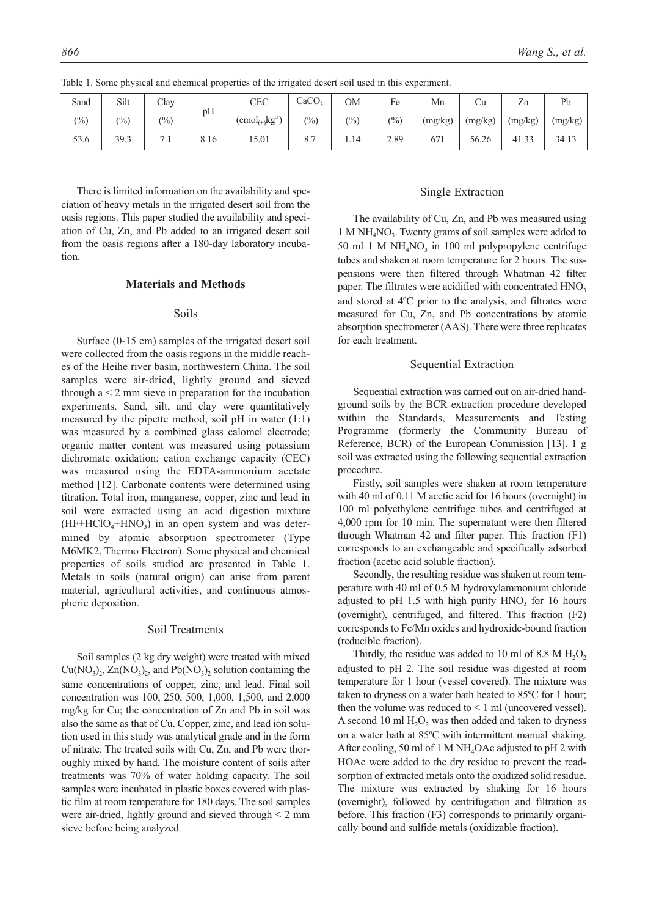Table 1. Some physical and chemical properties of the irrigated desert soil used in this experiment.

| Sand (%) | Silt (%) | Clay (%) | pH | CEC ($cmol_{(+)}kg^{-1}$) | $CaCO_3$ (%) | OM (%) | Fe (%) | Mn (mg/kg) | Cu (mg/kg) | Zn (mg/kg) | Pb (mg/kg) |
|---|---|---|---|---|---|---|---|---|---|---|---|
| 53.6 | 39.3 | 7.1 | 8.16 | 15.01 | 8.7 | 1.14 | 2.89 | 671 | 56.26 | 41.33 | 34.13 |

There is limited information on the availability and speciation of heavy metals in the irrigated desert soil from the oasis regions. This paper studied the availability and speciation of Cu, Zn, and Pb added to an irrigated desert soil from the oasis regions after a 180-day laboratory incubation.

## Materials and Methods

### Soils

Surface (0-15 cm) samples of the irrigated desert soil were collected from the oasis regions in the middle reaches of the Heihe river basin, northwestern China. The soil samples were air-dried, lightly ground and sieved through a < 2 mm sieve in preparation for the incubation experiments. Sand, silt, and clay were quantitatively measured by the pipette method; soil pH in water (1:1) was measured by a combined glass calomel electrode; organic matter content was measured using potassium dichromate oxidation; cation exchange capacity (CEC) was measured using the EDTA-ammonium acetate method [12]. Carbonate contents were determined using titration. Total iron, manganese, copper, zinc and lead in soil were extracted using an acid digestion mixture ($HF+HClO_4+HNO_3$) in an open system and was determined by atomic absorption spectrometer (Type M6MK2, Thermo Electron). Some physical and chemical properties of soils studied are presented in Table 1. Metals in soils (natural origin) can arise from parent material, agricultural activities, and continuous atmospheric deposition.

### Soil Treatments

Soil samples (2 kg dry weight) were treated with mixed $Cu(NO_3)_2$, $Zn(NO_3)_2$, and $Pb(NO_3)_2$ solution containing the same concentrations of copper, zinc, and lead. Final soil concentration was 100, 250, 500, 1,000, 1,500, and 2,000 mg/kg for Cu; the concentration of Zn and Pb in soil was also the same as that of Cu. Copper, zinc, and lead ion solution used in this study was analytical grade and in the form of nitrate. The treated soils with Cu, Zn, and Pb were thoroughly mixed by hand. The moisture content of soils after treatments was 70% of water holding capacity. The soil samples were incubated in plastic boxes covered with plastic film at room temperature for 180 days. The soil samples were air-dried, lightly ground and sieved through < 2 mm sieve before being analyzed.

### Single Extraction

The availability of Cu, Zn, and Pb was measured using 1 M $NH_4NO_3$. Twenty grams of soil samples were added to 50 ml 1 M $NH_4NO_3$ in 100 ml polypropylene centrifuge tubes and shaken at room temperature for 2 hours. The suspensions were then filtered through Whatman 42 filter paper. The filtrates were acidified with concentrated $HNO_3$ and stored at 4ºC prior to the analysis, and filtrates were measured for Cu, Zn, and Pb concentrations by atomic absorption spectrometer (AAS). There were three replicates for each treatment.

### Sequential Extraction

Sequential extraction was carried out on air-dried hand-ground soils by the BCR extraction procedure developed within the Standards, Measurements and Testing Programme (formerly the Community Bureau of Reference, BCR) of the European Commission [13]. 1 g soil was extracted using the following sequential extraction procedure.

Firstly, soil samples were shaken at room temperature with 40 ml of 0.11 M acetic acid for 16 hours (overnight) in 100 ml polyethylene centrifuge tubes and centrifuged at 4,000 rpm for 10 min. The supernatant were then filtered through Whatman 42 and filter paper. This fraction (F1) corresponds to an exchangeable and specifically adsorbed fraction (acetic acid soluble fraction).

Secondly, the resulting residue was shaken at room temperature with 40 ml of 0.5 M hydroxylammonium chloride adjusted to pH 1.5 with high purity $HNO_3$ for 16 hours (overnight), centrifuged, and filtered. This fraction (F2) corresponds to Fe/Mn oxides and hydroxide-bound fraction (reducible fraction).

Thirdly, the residue was added to 10 ml of 8.8 M $H_2O_2$ adjusted to pH 2. The soil residue was digested at room temperature for 1 hour (vessel covered). The mixture was taken to dryness on a water bath heated to 85ºC for 1 hour; then the volume was reduced to < 1 ml (uncovered vessel). A second 10 ml $H_2O_2$ was then added and taken to dryness on a water bath at 85ºC with intermittent manual shaking. After cooling, 50 ml of 1 M $NH_4OAc$ adjusted to pH 2 with HOAc were added to the dry residue to prevent the readsorption of extracted metals onto the oxidized solid residue. The mixture was extracted by shaking for 16 hours (overnight), followed by centrifugation and filtration as before. This fraction (F3) corresponds to primarily organically bound and sulfide metals (oxidizable fraction).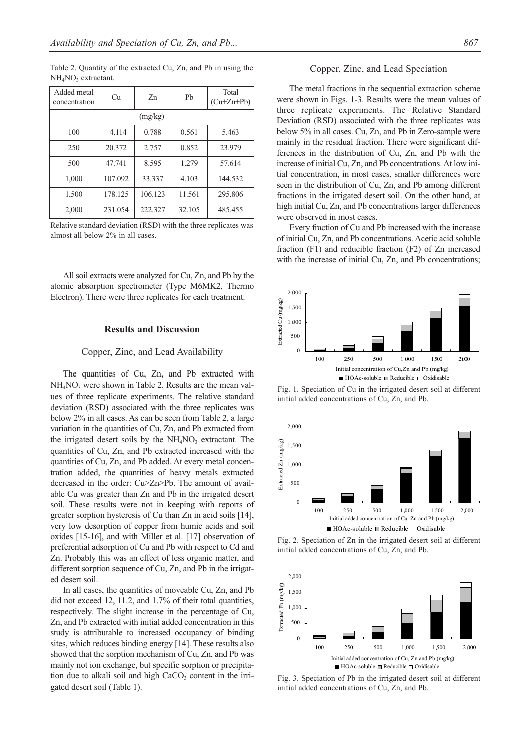Table 2. Quantity of the extracted Cu, Zn, and Pb in using the $NH_4NO_3$ extractant.

| Added metal concentration | Cu | Zn | Pb | Total (Cu+Zn+Pb) |
|---|---|---|---|---|
| (mg/kg) | | | | |
| 100 | 4.114 | 0.788 | 0.561 | 5.463 |
| 250 | 20.372 | 2.757 | 0.852 | 23.979 |
| 500 | 47.741 | 8.595 | 1.279 | 57.614 |
| 1,000 | 107.092 | 33.337 | 4.103 | 144.532 |
| 1,500 | 178.125 | 106.123 | 11.561 | 295.806 |
| 2,000 | 231.054 | 222.327 | 32.105 | 485.455 |

Relative standard deviation (RSD) with the three replicates was almost all below 2% in all cases.

All soil extracts were analyzed for Cu, Zn, and Pb by the atomic absorption spectrometer (Type M6MK2, Thermo Electron). There were three replicates for each treatment.

## Results and Discussion

### Copper, Zinc, and Lead Availability

The quantities of Cu, Zn, and Pb extracted with $NH_4NO_3$ were shown in Table 2. Results are the mean values of three replicate experiments. The relative standard deviation (RSD) associated with the three replicates was below 2% in all cases. As can be seen from Table 2, a large variation in the quantities of Cu, Zn, and Pb extracted from the irrigated desert soils by the $NH_4NO_3$ extractant. The quantities of Cu, Zn, and Pb extracted increased with the quantities of Cu, Zn, and Pb added. At every metal concentration added, the quantities of heavy metals extracted decreased in the order: Cu>Zn>Pb. The amount of available Cu was greater than Zn and Pb in the irrigated desert soil. These results were not in keeping with reports of greater sorption hysteresis of Cu than Zn in acid soils [14], very low desorption of copper from humic acids and soil oxides [15-16], and with Miller et al. [17] observation of preferential adsorption of Cu and Pb with respect to Cd and Zn. Probably this was an effect of less organic matter, and different sorption sequence of Cu, Zn, and Pb in the irrigated desert soil.

In all cases, the quantities of moveable Cu, Zn, and Pb did not exceed 12, 11.2, and 1.7% of their total quantities, respectively. The slight increase in the percentage of Cu, Zn, and Pb extracted with initial added concentration in this study is attributable to increased occupancy of binding sites, which reduces binding energy [14]. These results also showed that the sorption mechanism of Cu, Zn, and Pb was mainly not ion exchange, but specific sorption or precipitation due to alkali soil and high $CaCO_3$ content in the irrigated desert soil (Table 1).

### Copper, Zinc, and Lead Speciation

The metal fractions in the sequential extraction scheme were shown in Figs. 1-3. Results were the mean values of three replicate experiments. The Relative Standard Deviation (RSD) associated with the three replicates was below 5% in all cases. Cu, Zn, and Pb in Zero-sample were mainly in the residual fraction. There were significant differences in the distribution of Cu, Zn, and Pb with the increase of initial Cu, Zn, and Pb concentrations. At low initial concentration, in most cases, smaller differences were seen in the distribution of Cu, Zn, and Pb among different fractions in the irrigated desert soil. On the other hand, at high initial Cu, Zn, and Pb concentrations larger differences were observed in most cases.

Every fraction of Cu and Pb increased with the increase of initial Cu, Zn, and Pb concentrations. Acetic acid soluble fraction (F1) and reducible fraction (F2) of Zn increased with the increase of initial Cu, Zn, and Pb concentrations;

Fig. 1. Speciation of Cu in the irrigated desert soil at different initial added concentrations of Cu, Zn, and Pb.

Fig. 2. Speciation of Zn in the irrigated desert soil at different initial added concentrations of Cu, Zn, and Pb.

Fig. 3. Speciation of Pb in the irrigated desert soil at different initial added concentrations of Cu, Zn, and Pb.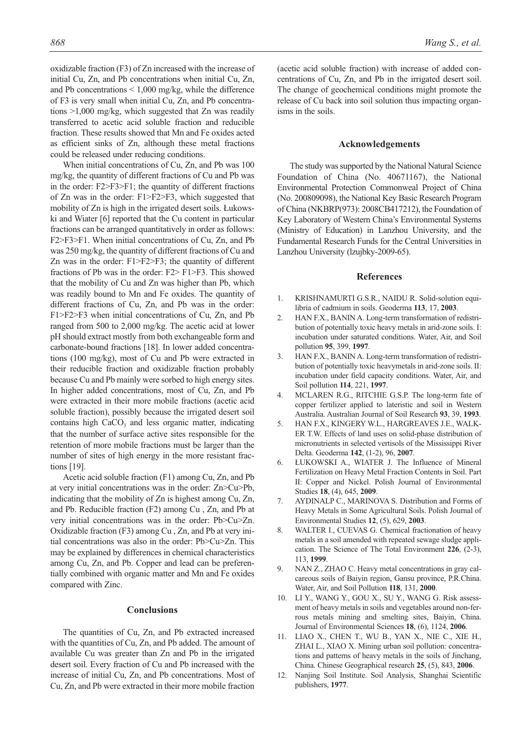oxidizable fraction (F3) of Zn increased with the increase of initial Cu, Zn, and Pb concentrations when initial Cu, Zn, and Pb concentrations < 1,000 mg/kg, while the difference of F3 is very small when initial Cu, Zn, and Pb concentrations >1,000 mg/kg, which suggested that Zn was readily transferred to acetic acid soluble fraction and reducible fraction. These results showed that Mn and Fe oxides acted as efficient sinks of Zn, although these metal fractions could be released under reducing conditions.

When initial concentrations of Cu, Zn, and Pb was 100 mg/kg, the quantity of different fractions of Cu and Pb was in the order: F2>F3>F1; the quantity of different fractions of Zn was in the order: F1>F2>F3, which suggested that mobility of Zn is high in the irrigated desert soils. Łukowski and Wiater [6] reported that the Cu content in particular fractions can be arranged quantitatively in order as follows: F2>F3>F1. When initial concentrations of Cu, Zn, and Pb was 250 mg/kg, the quantity of different fractions of Cu and Zn was in the order: F1>F2>F3; the quantity of different fractions of Pb was in the order: F2> F1>F3. This showed that the mobility of Cu and Zn was higher than Pb, which was readily bound to Mn and Fe oxides. The quantity of different fractions of Cu, Zn, and Pb was in the order: F1>F2>F3 when initial concentrations of Cu, Zn, and Pb ranged from 500 to 2,000 mg/kg. The acetic acid at lower pH should extract mostly from both exchangeable form and carbonate-bound fractions [18]. In lower added concentrations (100 mg/kg), most of Cu and Pb were extracted in their reducible fraction and oxidizable fraction probably because Cu and Pb mainly were sorbed to high energy sites. In higher added concentrations, most of Cu, Zn, and Pb were extracted in their more mobile fractions (acetic acid soluble fraction), possibly because the irrigated desert soil contains high $CaCO_3$ and less organic matter, indicating that the number of surface active sites responsible for the retention of more mobile fractions must be larger than the number of sites of high energy in the more resistant fractions [19].

Acetic acid soluble fraction (F1) among Cu, Zn, and Pb at very initial concentrations was in the order: Zn>Cu>Pb, indicating that the mobility of Zn is highest among Cu, Zn, and Pb. Reducible fraction (F2) among Cu , Zn, and Pb at very initial concentrations was in the order: Pb>Cu>Zn. Oxidizable fraction (F3) among Cu , Zn, and Pb at very initial concentrations was also in the order: Pb>Cu>Zn. This may be explained by differences in chemical characteristics among Cu, Zn, and Pb. Copper and lead can be preferentially combined with organic matter and Mn and Fe oxides compared with Zinc.

## Conclusions

The quantities of Cu, Zn, and Pb extracted increased with the quantities of Cu, Zn, and Pb added. The amount of available Cu was greater than Zn and Pb in the irrigated desert soil. Every fraction of Cu and Pb increased with the increase of initial Cu, Zn, and Pb concentrations. Most of Cu, Zn, and Pb were extracted in their more mobile fraction (acetic acid soluble fraction) with increase of added concentrations of Cu, Zn, and Pb in the irrigated desert soil. The change of geochemical conditions might promote the release of Cu back into soil solution thus impacting organisms in the soils.

## Acknowledgements

The study was supported by the National Natural Science Foundation of China (No. 40671167), the National Environmental Protection Commonweal Project of China (No. 200809098), the National Key Basic Research Program of China (NKBRP(973): 2008CB417212), the Foundation of Key Laboratory of Western China's Environmental Systems (Ministry of Education) in Lanzhou University, and the Fundamental Research Funds for the Central Universities in Lanzhou University (lzujbky-2009-65).

## References

1. KRISHNAMURTI G.S.R., NAIDU R. Solid-solution equilibria of cadmium in soils. Geoderma **113**, 17, **2003**.
2. HAN F.X., BANIN A. Long-term transformation of redistribution of potentially toxic heavy metals in arid-zone soils. I: incubation under saturated conditions. Water, Air, and Soil pollution **95**, 399, **1997**.
3. HAN F.X., BANIN A. Long-term transformation of redistribution of potentially toxic heavymetals in arid-zone soils. II: incubation under field capacity conditions. Water, Air, and Soil pollution **114**, 221, **1997**.
4. MCLAREN R.G., RITCHIE G.S.P. The long-term fate of copper fertilizer applied to lateristic and soil in Western Australia. Australian Journal of Soil Research **93**, 39, **1993**.
5. HAN F.X., KINGERY W.L., HARGREAVES J.E., WALKER T.W. Effects of land uses on solid-phase distribution of micronutrients in selected vertisols of the Mississippi River Delta. Geoderma **142**, (1-2), 96, **2007**.
6. ŁUKOWSKI A., WIATER J. The Influence of Mineral Fertilization on Heavy Metal Fraction Contents in Soil. Part II: Copper and Nickel. Polish Journal of Environmental Studies **18**, (4), 645, **2009**.
7. AYDINALP C., MARINOVA S. Distribution and Forms of Heavy Metals in Some Agricultural Soils. Polish Journal of Environmental Studies **12**, (5), 629, **2003**.
8. WALTER I., CUEVAS G. Chemical fractionation of heavy metals in a soil amended with repeated sewage sludge application. The Science of The Total Environment **226**, (2-3), 113, **1999**.
9. NAN Z., ZHAO C. Heavy metal concentrations in gray calcareous soils of Baiyin region, Gansu province, P.R.China. Water, Air, and Soil Pollution **118**, 131, **2000**.
10. LI Y., WANG Y., GOU X., SU Y., WANG G. Risk assessment of heavy metals in soils and vegetables around non-ferrous metals mining and smelting sites, Baiyin, China. Journal of Environmental Sciences **18**, (6), 1124, **2006**.
11. LIAO X., CHEN T., WU B., YAN X., NIE C., XIE H., ZHAI L., XIAO X. Mining urban soil pollution: concentrations and patterns of heavy metals in the soils of Jinchang, China. Chinese Geographical research **25**, (5), 843, **2006**.
12. Nanjing Soil Institute. Soil Analysis, Shanghai Scientific publishers, **1977**.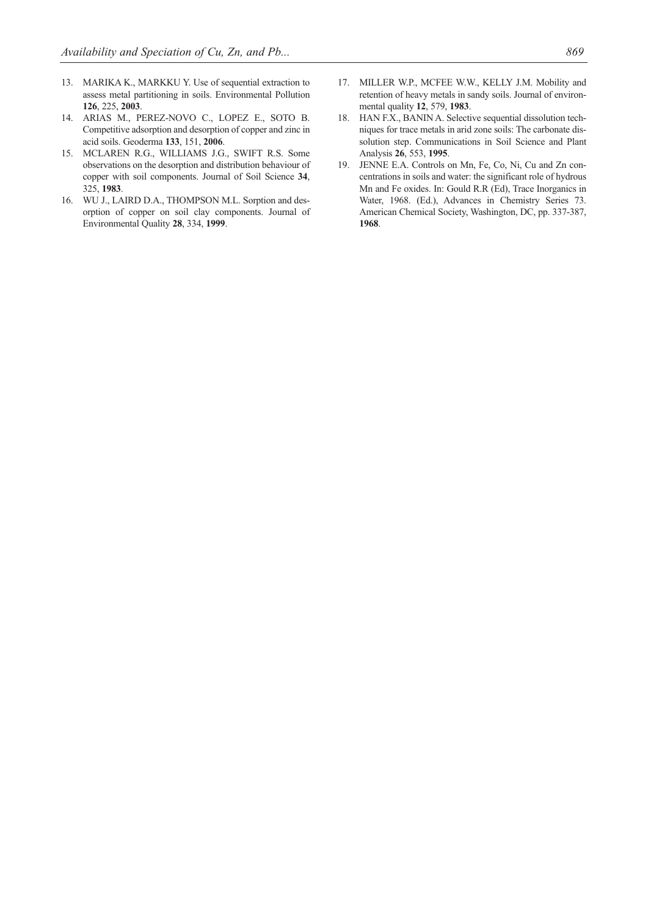13. MARIKA K., MARKKU Y. Use of sequential extraction to assess metal partitioning in soils. Environmental Pollution **126**, 225, **2003**.
14. ARIAS M., PEREZ-NOVO C., LOPEZ E., SOTO B. Competitive adsorption and desorption of copper and zinc in acid soils. Geoderma **133**, 151, **2006**.
15. MCLAREN R.G., WILLIAMS J.G., SWIFT R.S. Some observations on the desorption and distribution behaviour of copper with soil components. Journal of Soil Science **34**, 325, **1983**.
16. WU J., LAIRD D.A., THOMPSON M.L. Sorption and desorption of copper on soil clay components. Journal of Environmental Quality **28**, 334, **1999**.
17. MILLER W.P., MCFEE W.W., KELLY J.M. Mobility and retention of heavy metals in sandy soils. Journal of environmental quality **12**, 579, **1983**.
18. HAN F.X., BANIN A. Selective sequential dissolution techniques for trace metals in arid zone soils: The carbonate dissolution step. Communications in Soil Science and Plant Analysis **26**, 553, **1995**.
19. JENNE E.A. Controls on Mn, Fe, Co, Ni, Cu and Zn concentrations in soils and water: the significant role of hydrous Mn and Fe oxides. In: Gould R.R (Ed), Trace Inorganics in Water, 1968. (Ed.), Advances in Chemistry Series 73. American Chemical Society, Washington, DC, pp. 337-387, **1968**.